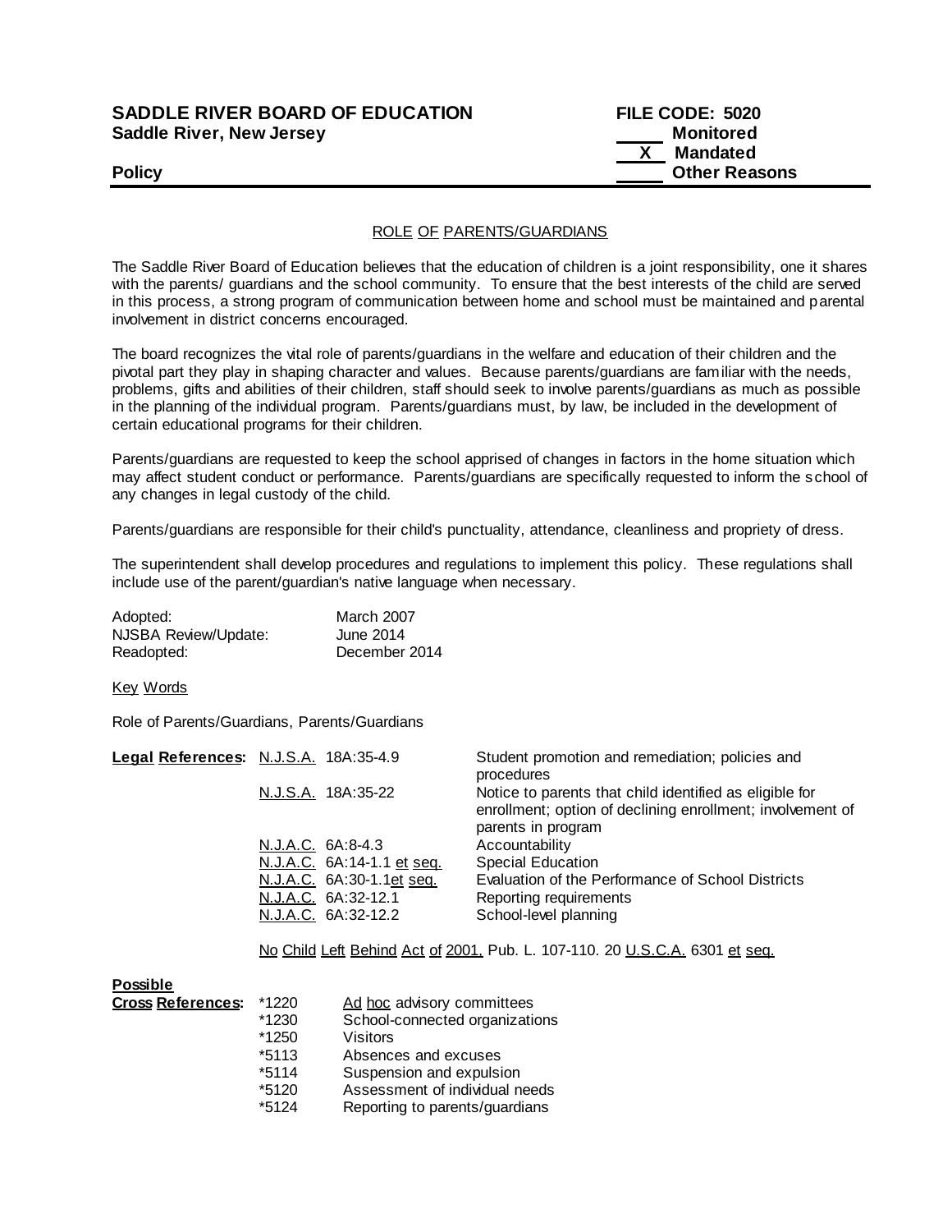**SADDLE RIVER BOARD OF EDUCATION**
**Saddle River, New Jersey**

**FILE CODE: 5020**
_____ **Monitored**
__X__ **Mandated**
_____ **Other Reasons**

**Policy**

---

ROLE OF PARENTS/GUARDIANS

The Saddle River Board of Education believes that the education of children is a joint responsibility, one it shares with the parents/ guardians and the school community. To ensure that the best interests of the child are served in this process, a strong program of communication between home and school must be maintained and parental involvement in district concerns encouraged.

The board recognizes the vital role of parents/guardians in the welfare and education of their children and the pivotal part they play in shaping character and values. Because parents/guardians are familiar with the needs, problems, gifts and abilities of their children, staff should seek to involve parents/guardians as much as possible in the planning of the individual program. Parents/guardians must, by law, be included in the development of certain educational programs for their children.

Parents/guardians are requested to keep the school apprised of changes in factors in the home situation which may affect student conduct or performance. Parents/guardians are specifically requested to inform the school of any changes in legal custody of the child.

Parents/guardians are responsible for their child's punctuality, attendance, cleanliness and propriety of dress.

The superintendent shall develop procedures and regulations to implement this policy. These regulations shall include use of the parent/guardian's native language when necessary.

| | |
|---|---|
| Adopted: | March 2007 |
| NJSBA Review/Update: | June 2014 |
| Readopted: | December 2014 |

Key Words

Role of Parents/Guardians, Parents/Guardians

**Legal References:**

| | |
|---|---|
| N.J.S.A. 18A:35-4.9 | Student promotion and remediation; policies and procedures |
| N.J.S.A. 18A:35-22 | Notice to parents that child identified as eligible for enrollment; option of declining enrollment; involvement of parents in program |
| N.J.A.C. 6A:8-4.3 | Accountability |
| N.J.A.C. 6A:14-1.1 et seq. | Special Education |
| N.J.A.C. 6A:30-1.1et seq. | Evaluation of the Performance of School Districts |
| N.J.A.C. 6A:32-12.1 | Reporting requirements |
| N.J.A.C. 6A:32-12.2 | School-level planning |

No Child Left Behind Act of 2001, Pub. L. 107-110. 20 U.S.C.A. 6301 et seq.

**Possible Cross References:**

| | |
|---|---|
| *1220 | Ad hoc advisory committees |
| *1230 | School-connected organizations |
| *1250 | Visitors |
| *5113 | Absences and excuses |
| *5114 | Suspension and expulsion |
| *5120 | Assessment of individual needs |
| *5124 | Reporting to parents/guardians |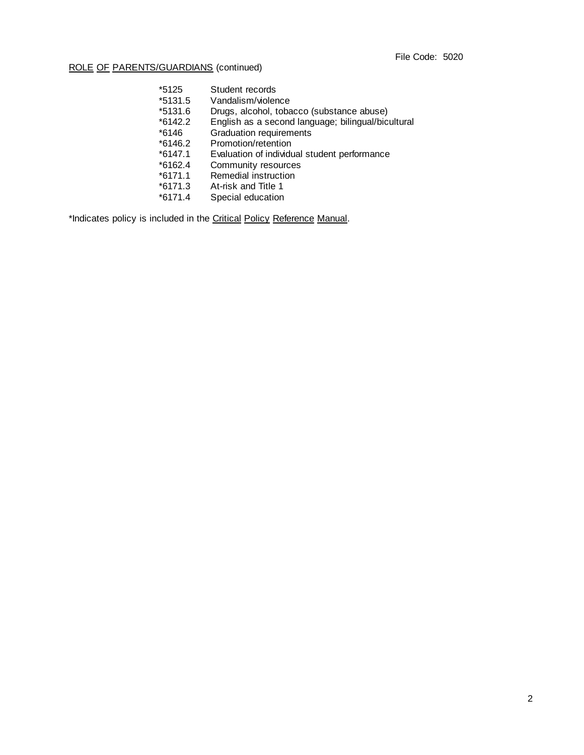File Code: 5020

ROLE OF PARENTS/GUARDIANS (continued)

| | |
|---|---|
| *5125 | Student records |
| *5131.5 | Vandalism/violence |
| *5131.6 | Drugs, alcohol, tobacco (substance abuse) |
| *6142.2 | English as a second language; bilingual/bicultural |
| *6146 | Graduation requirements |
| *6146.2 | Promotion/retention |
| *6147.1 | Evaluation of individual student performance |
| *6162.4 | Community resources |
| *6171.1 | Remedial instruction |
| *6171.3 | At-risk and Title 1 |
| *6171.4 | Special education |

*Indicates policy is included in the Critical Policy Reference Manual.